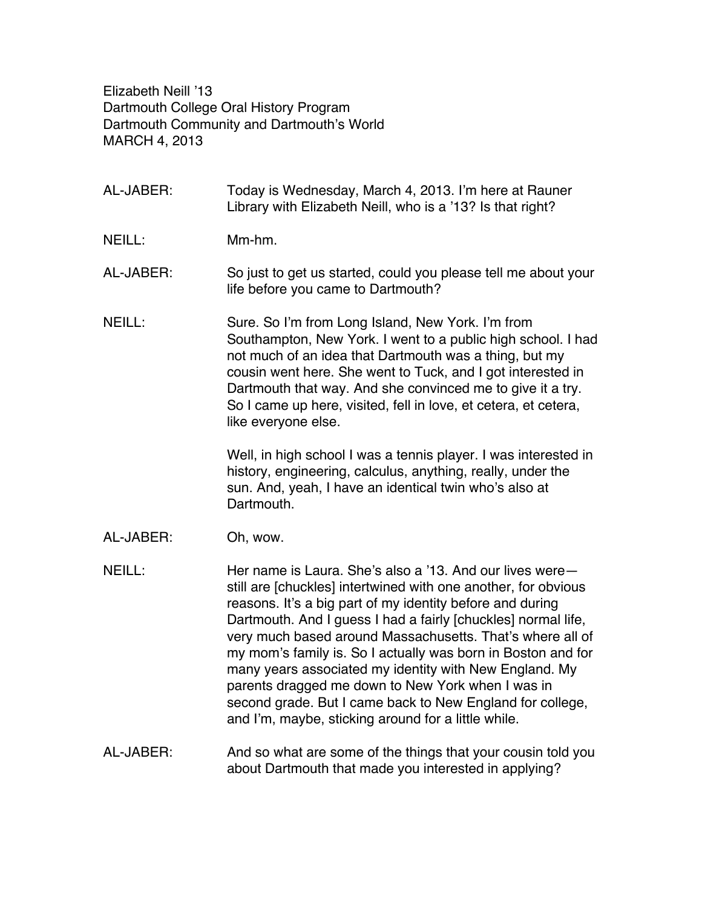Elizabeth Neill '13
Dartmouth College Oral History Program
Dartmouth Community and Dartmouth's World
MARCH 4, 2013

AL-JABER: Today is Wednesday, March 4, 2013. I'm here at Rauner Library with Elizabeth Neill, who is a '13? Is that right?

NEILL: Mm-hm.

AL-JABER: So just to get us started, could you please tell me about your life before you came to Dartmouth?

NEILL: Sure. So I'm from Long Island, New York. I'm from Southampton, New York. I went to a public high school. I had not much of an idea that Dartmouth was a thing, but my cousin went here. She went to Tuck, and I got interested in Dartmouth that way. And she convinced me to give it a try. So I came up here, visited, fell in love, et cetera, et cetera, like everyone else.

Well, in high school I was a tennis player. I was interested in history, engineering, calculus, anything, really, under the sun. And, yeah, I have an identical twin who's also at Dartmouth.

AL-JABER: Oh, wow.

NEILL: Her name is Laura. She's also a '13. And our lives were—still are [chuckles] intertwined with one another, for obvious reasons. It's a big part of my identity before and during Dartmouth. And I guess I had a fairly [chuckles] normal life, very much based around Massachusetts. That's where all of my mom's family is. So I actually was born in Boston and for many years associated my identity with New England. My parents dragged me down to New York when I was in second grade. But I came back to New England for college, and I'm, maybe, sticking around for a little while.

AL-JABER: And so what are some of the things that your cousin told you about Dartmouth that made you interested in applying?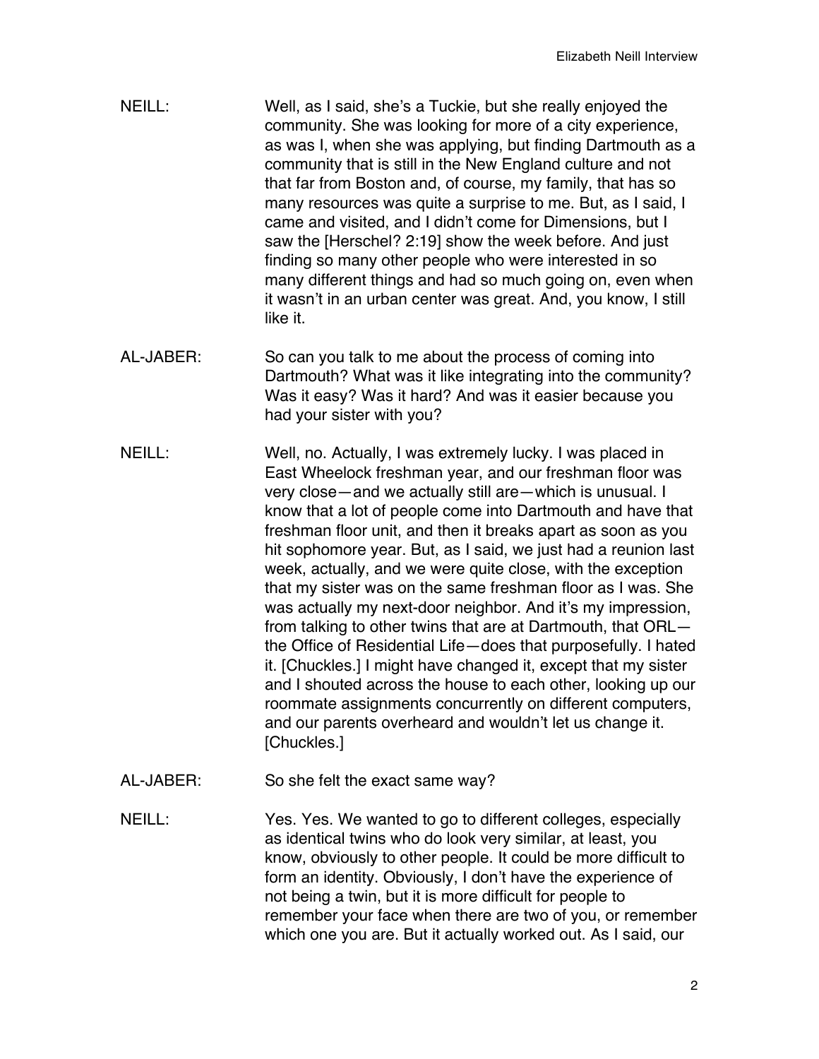NEILL: Well, as I said, she's a Tuckie, but she really enjoyed the community. She was looking for more of a city experience, as was I, when she was applying, but finding Dartmouth as a community that is still in the New England culture and not that far from Boston and, of course, my family, that has so many resources was quite a surprise to me. But, as I said, I came and visited, and I didn't come for Dimensions, but I saw the [Herschel? 2:19] show the week before. And just finding so many other people who were interested in so many different things and had so much going on, even when it wasn't in an urban center was great. And, you know, I still like it.

AL-JABER: So can you talk to me about the process of coming into Dartmouth? What was it like integrating into the community? Was it easy? Was it hard? And was it easier because you had your sister with you?

NEILL: Well, no. Actually, I was extremely lucky. I was placed in East Wheelock freshman year, and our freshman floor was very close—and we actually still are—which is unusual. I know that a lot of people come into Dartmouth and have that freshman floor unit, and then it breaks apart as soon as you hit sophomore year. But, as I said, we just had a reunion last week, actually, and we were quite close, with the exception that my sister was on the same freshman floor as I was. She was actually my next-door neighbor. And it's my impression, from talking to other twins that are at Dartmouth, that ORL—the Office of Residential Life—does that purposefully. I hated it. [Chuckles.] I might have changed it, except that my sister and I shouted across the house to each other, looking up our roommate assignments concurrently on different computers, and our parents overheard and wouldn't let us change it. [Chuckles.]

AL-JABER: So she felt the exact same way?

NEILL: Yes. Yes. We wanted to go to different colleges, especially as identical twins who do look very similar, at least, you know, obviously to other people. It could be more difficult to form an identity. Obviously, I don't have the experience of not being a twin, but it is more difficult for people to remember your face when there are two of you, or remember which one you are. But it actually worked out. As I said, our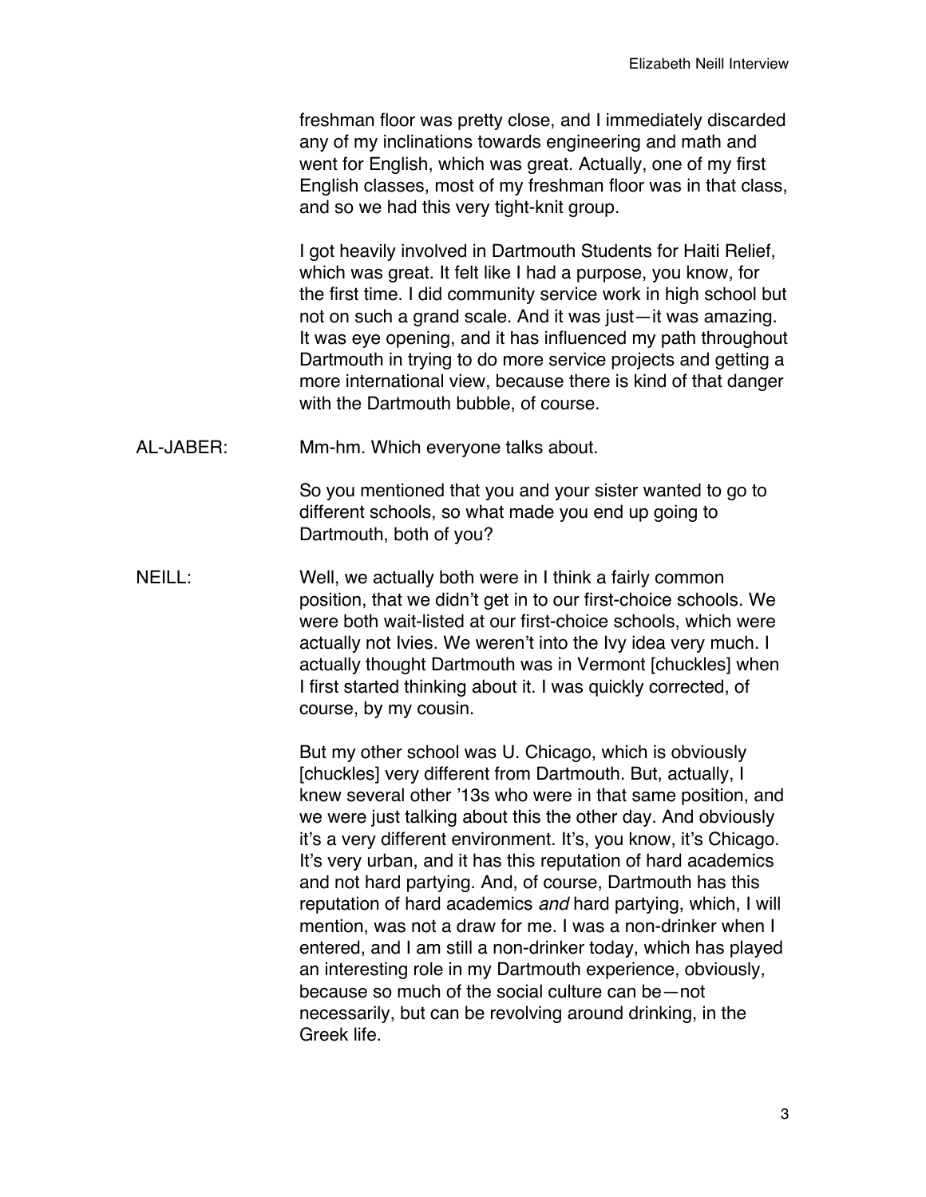freshman floor was pretty close, and I immediately discarded any of my inclinations towards engineering and math and went for English, which was great. Actually, one of my first English classes, most of my freshman floor was in that class, and so we had this very tight-knit group.

I got heavily involved in Dartmouth Students for Haiti Relief, which was great. It felt like I had a purpose, you know, for the first time. I did community service work in high school but not on such a grand scale. And it was just—it was amazing. It was eye opening, and it has influenced my path throughout Dartmouth in trying to do more service projects and getting a more international view, because there is kind of that danger with the Dartmouth bubble, of course.

AL-JABER: Mm-hm. Which everyone talks about.

So you mentioned that you and your sister wanted to go to different schools, so what made you end up going to Dartmouth, both of you?

NEILL: Well, we actually both were in I think a fairly common position, that we didn't get in to our first-choice schools. We were both wait-listed at our first-choice schools, which were actually not Ivies. We weren't into the Ivy idea very much. I actually thought Dartmouth was in Vermont [chuckles] when I first started thinking about it. I was quickly corrected, of course, by my cousin.

But my other school was U. Chicago, which is obviously [chuckles] very different from Dartmouth. But, actually, I knew several other '13s who were in that same position, and we were just talking about this the other day. And obviously it's a very different environment. It's, you know, it's Chicago. It's very urban, and it has this reputation of hard academics and not hard partying. And, of course, Dartmouth has this reputation of hard academics *and* hard partying, which, I will mention, was not a draw for me. I was a non-drinker when I entered, and I am still a non-drinker today, which has played an interesting role in my Dartmouth experience, obviously, because so much of the social culture can be—not necessarily, but can be revolving around drinking, in the Greek life.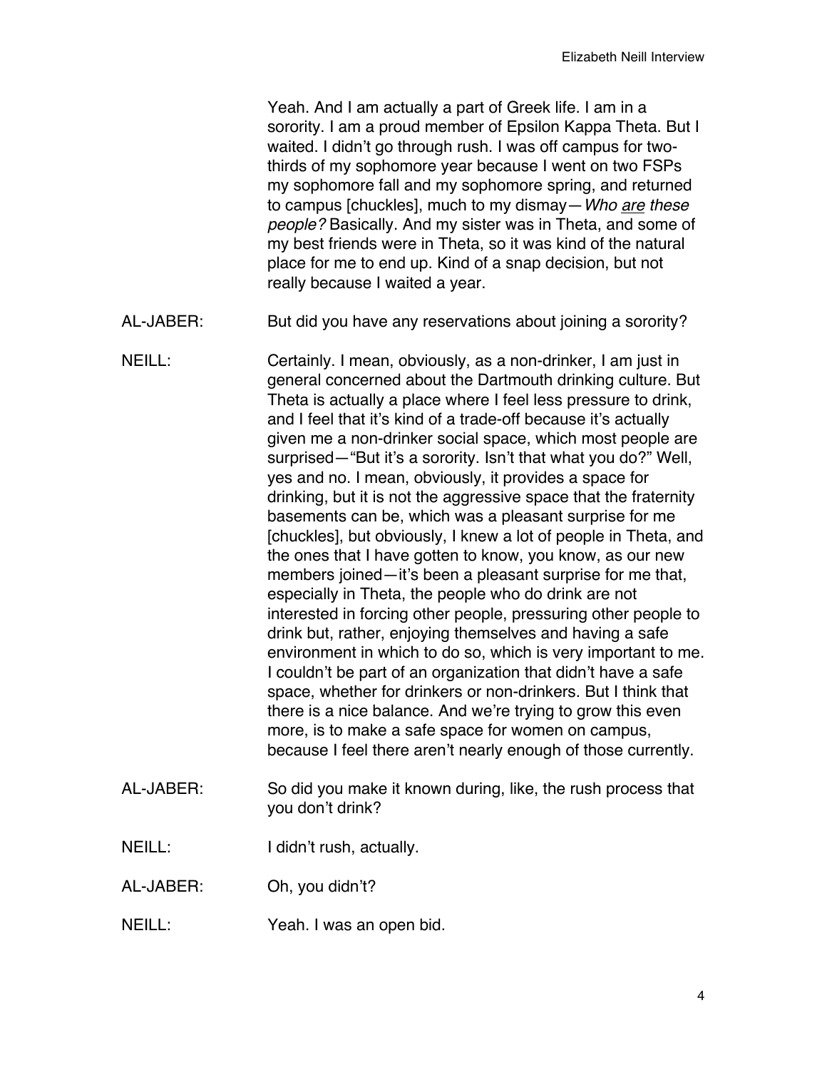Yeah. And I am actually a part of Greek life. I am in a sorority. I am a proud member of Epsilon Kappa Theta. But I waited. I didn't go through rush. I was off campus for two-thirds of my sophomore year because I went on two FSPs my sophomore fall and my sophomore spring, and returned to campus [chuckles], much to my dismay—*Who <u>are</u> these people?* Basically. And my sister was in Theta, and some of my best friends were in Theta, so it was kind of the natural place for me to end up. Kind of a snap decision, but not really because I waited a year.

AL-JABER: But did you have any reservations about joining a sorority?

NEILL: Certainly. I mean, obviously, as a non-drinker, I am just in general concerned about the Dartmouth drinking culture. But Theta is actually a place where I feel less pressure to drink, and I feel that it's kind of a trade-off because it's actually given me a non-drinker social space, which most people are surprised—"But it's a sorority. Isn't that what you do?" Well, yes and no. I mean, obviously, it provides a space for drinking, but it is not the aggressive space that the fraternity basements can be, which was a pleasant surprise for me [chuckles], but obviously, I knew a lot of people in Theta, and the ones that I have gotten to know, you know, as our new members joined—it's been a pleasant surprise for me that, especially in Theta, the people who do drink are not interested in forcing other people, pressuring other people to drink but, rather, enjoying themselves and having a safe environment in which to do so, which is very important to me. I couldn't be part of an organization that didn't have a safe space, whether for drinkers or non-drinkers. But I think that there is a nice balance. And we're trying to grow this even more, is to make a safe space for women on campus, because I feel there aren't nearly enough of those currently.

AL-JABER: So did you make it known during, like, the rush process that you don't drink?

NEILL: I didn't rush, actually.

AL-JABER: Oh, you didn't?

NEILL: Yeah. I was an open bid.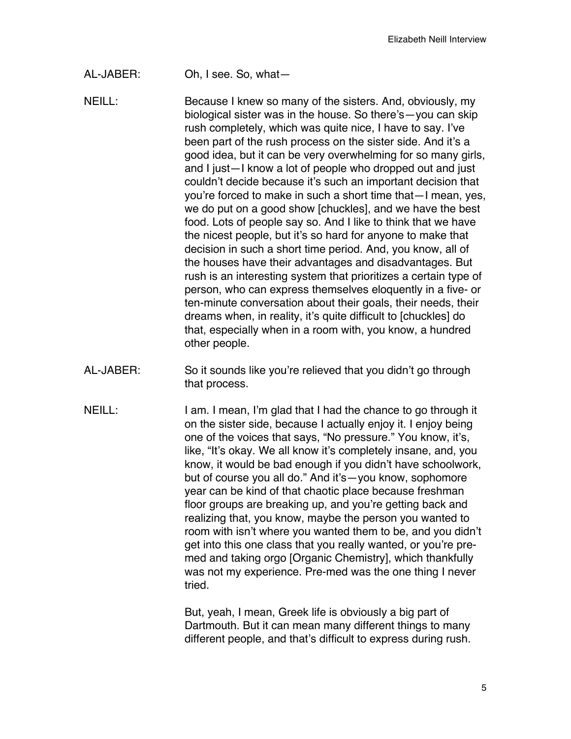AL-JABER: Oh, I see. So, what—

NEILL: Because I knew so many of the sisters. And, obviously, my biological sister was in the house. So there's—you can skip rush completely, which was quite nice, I have to say. I've been part of the rush process on the sister side. And it's a good idea, but it can be very overwhelming for so many girls, and I just—I know a lot of people who dropped out and just couldn't decide because it's such an important decision that you're forced to make in such a short time that—I mean, yes, we do put on a good show [chuckles], and we have the best food. Lots of people say so. And I like to think that we have the nicest people, but it's so hard for anyone to make that decision in such a short time period. And, you know, all of the houses have their advantages and disadvantages. But rush is an interesting system that prioritizes a certain type of person, who can express themselves eloquently in a five- or ten-minute conversation about their goals, their needs, their dreams when, in reality, it's quite difficult to [chuckles] do that, especially when in a room with, you know, a hundred other people.

AL-JABER: So it sounds like you're relieved that you didn't go through that process.

NEILL: I am. I mean, I'm glad that I had the chance to go through it on the sister side, because I actually enjoy it. I enjoy being one of the voices that says, "No pressure." You know, it's, like, "It's okay. We all know it's completely insane, and, you know, it would be bad enough if you didn't have schoolwork, but of course you all do." And it's—you know, sophomore year can be kind of that chaotic place because freshman floor groups are breaking up, and you're getting back and realizing that, you know, maybe the person you wanted to room with isn't where you wanted them to be, and you didn't get into this one class that you really wanted, or you're pre-med and taking orgo [Organic Chemistry], which thankfully was not my experience. Pre-med was the one thing I never tried.

But, yeah, I mean, Greek life is obviously a big part of Dartmouth. But it can mean many different things to many different people, and that's difficult to express during rush.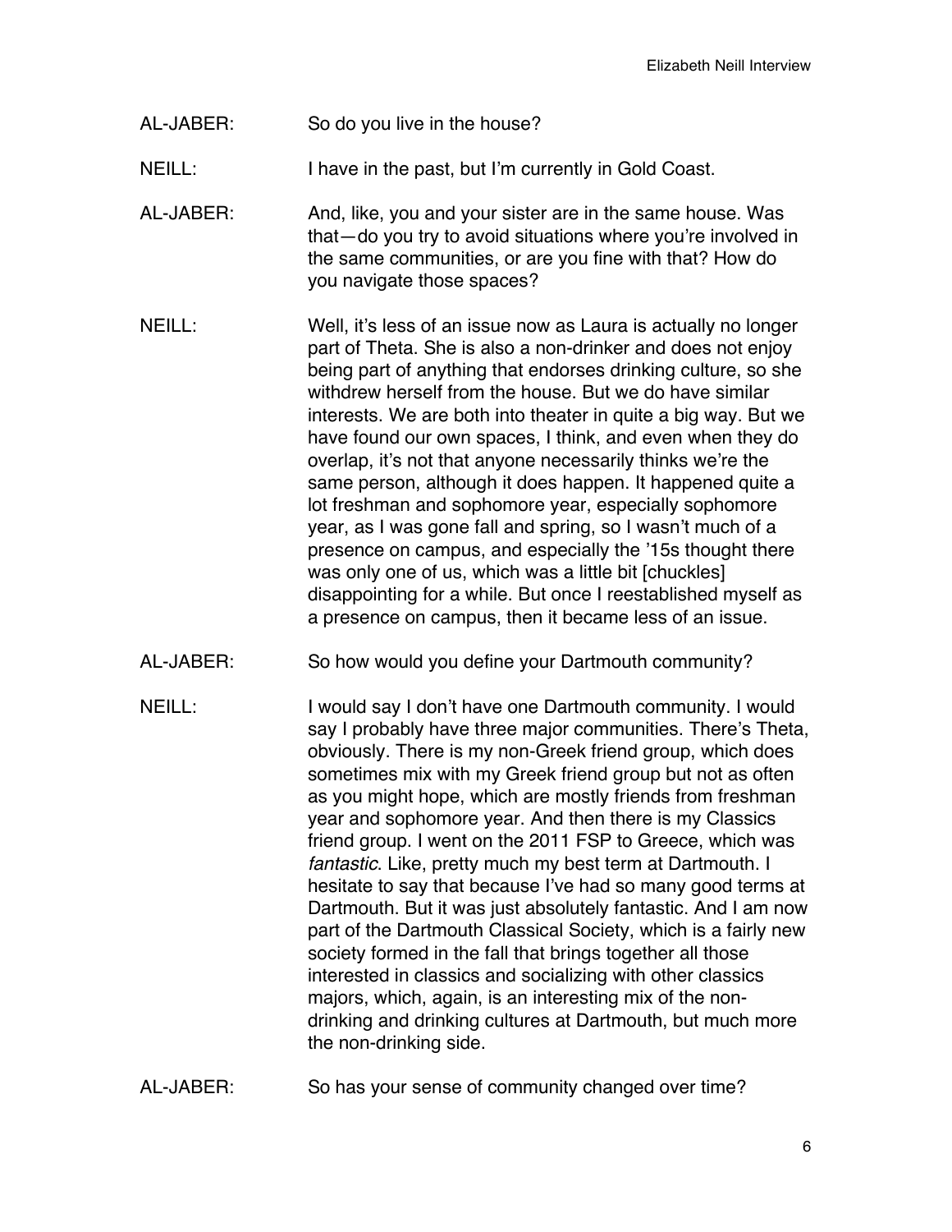AL-JABER: So do you live in the house?

NEILL: I have in the past, but I'm currently in Gold Coast.

AL-JABER: And, like, you and your sister are in the same house. Was that—do you try to avoid situations where you're involved in the same communities, or are you fine with that? How do you navigate those spaces?

NEILL: Well, it's less of an issue now as Laura is actually no longer part of Theta. She is also a non-drinker and does not enjoy being part of anything that endorses drinking culture, so she withdrew herself from the house. But we do have similar interests. We are both into theater in quite a big way. But we have found our own spaces, I think, and even when they do overlap, it's not that anyone necessarily thinks we're the same person, although it does happen. It happened quite a lot freshman and sophomore year, especially sophomore year, as I was gone fall and spring, so I wasn't much of a presence on campus, and especially the '15s thought there was only one of us, which was a little bit [chuckles] disappointing for a while. But once I reestablished myself as a presence on campus, then it became less of an issue.

AL-JABER: So how would you define your Dartmouth community?

NEILL: I would say I don't have one Dartmouth community. I would say I probably have three major communities. There's Theta, obviously. There is my non-Greek friend group, which does sometimes mix with my Greek friend group but not as often as you might hope, which are mostly friends from freshman year and sophomore year. And then there is my Classics friend group. I went on the 2011 FSP to Greece, which was *fantastic*. Like, pretty much my best term at Dartmouth. I hesitate to say that because I've had so many good terms at Dartmouth. But it was just absolutely fantastic. And I am now part of the Dartmouth Classical Society, which is a fairly new society formed in the fall that brings together all those interested in classics and socializing with other classics majors, which, again, is an interesting mix of the non-drinking and drinking cultures at Dartmouth, but much more the non-drinking side.

AL-JABER: So has your sense of community changed over time?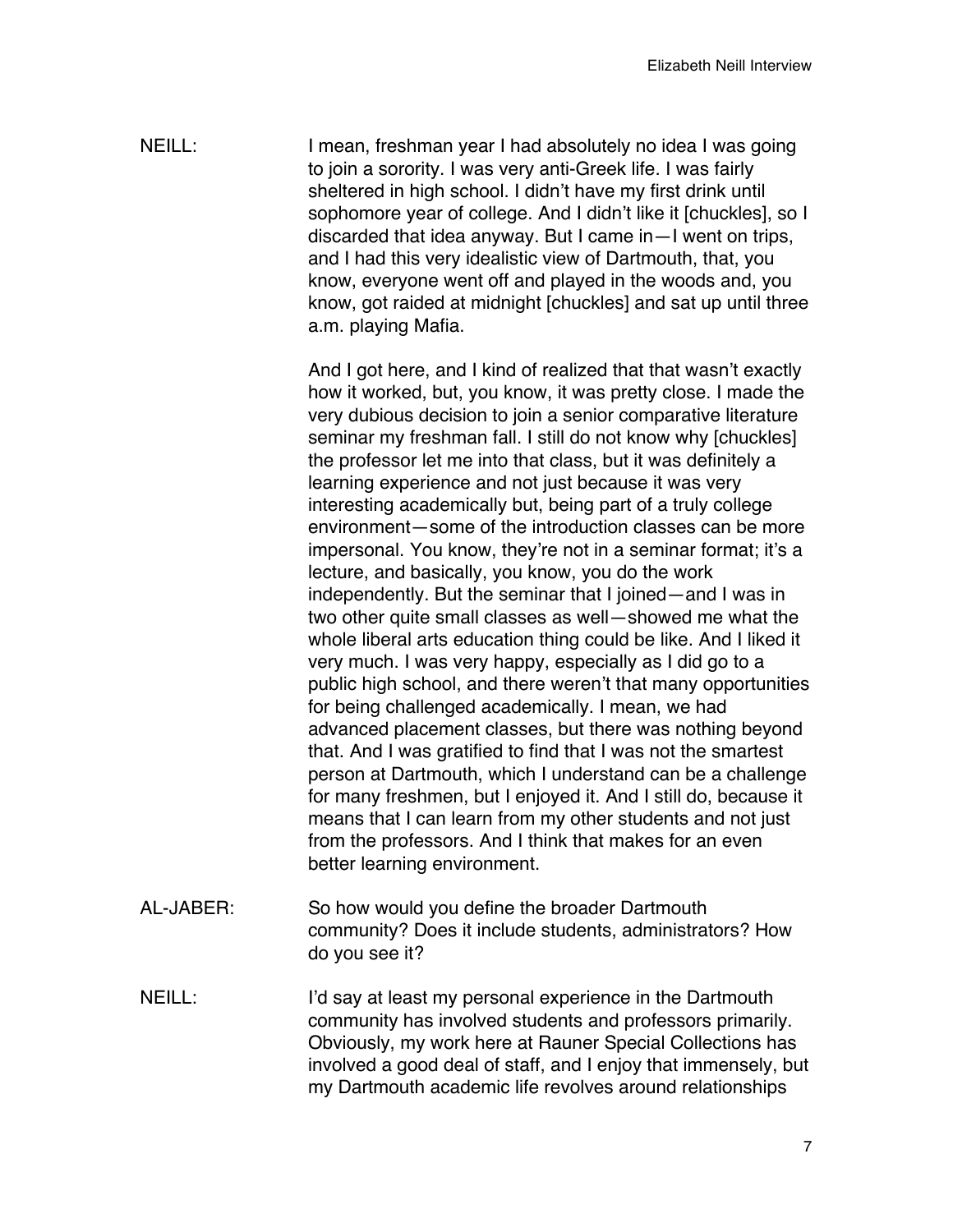NEILL: I mean, freshman year I had absolutely no idea I was going to join a sorority. I was very anti-Greek life. I was fairly sheltered in high school. I didn't have my first drink until sophomore year of college. And I didn't like it [chuckles], so I discarded that idea anyway. But I came in—I went on trips, and I had this very idealistic view of Dartmouth, that, you know, everyone went off and played in the woods and, you know, got raided at midnight [chuckles] and sat up until three a.m. playing Mafia.

And I got here, and I kind of realized that that wasn't exactly how it worked, but, you know, it was pretty close. I made the very dubious decision to join a senior comparative literature seminar my freshman fall. I still do not know why [chuckles] the professor let me into that class, but it was definitely a learning experience and not just because it was very interesting academically but, being part of a truly college environment—some of the introduction classes can be more impersonal. You know, they're not in a seminar format; it's a lecture, and basically, you know, you do the work independently. But the seminar that I joined—and I was in two other quite small classes as well—showed me what the whole liberal arts education thing could be like. And I liked it very much. I was very happy, especially as I did go to a public high school, and there weren't that many opportunities for being challenged academically. I mean, we had advanced placement classes, but there was nothing beyond that. And I was gratified to find that I was not the smartest person at Dartmouth, which I understand can be a challenge for many freshmen, but I enjoyed it. And I still do, because it means that I can learn from my other students and not just from the professors. And I think that makes for an even better learning environment.

AL-JABER: So how would you define the broader Dartmouth community? Does it include students, administrators? How do you see it?

NEILL: I'd say at least my personal experience in the Dartmouth community has involved students and professors primarily. Obviously, my work here at Rauner Special Collections has involved a good deal of staff, and I enjoy that immensely, but my Dartmouth academic life revolves around relationships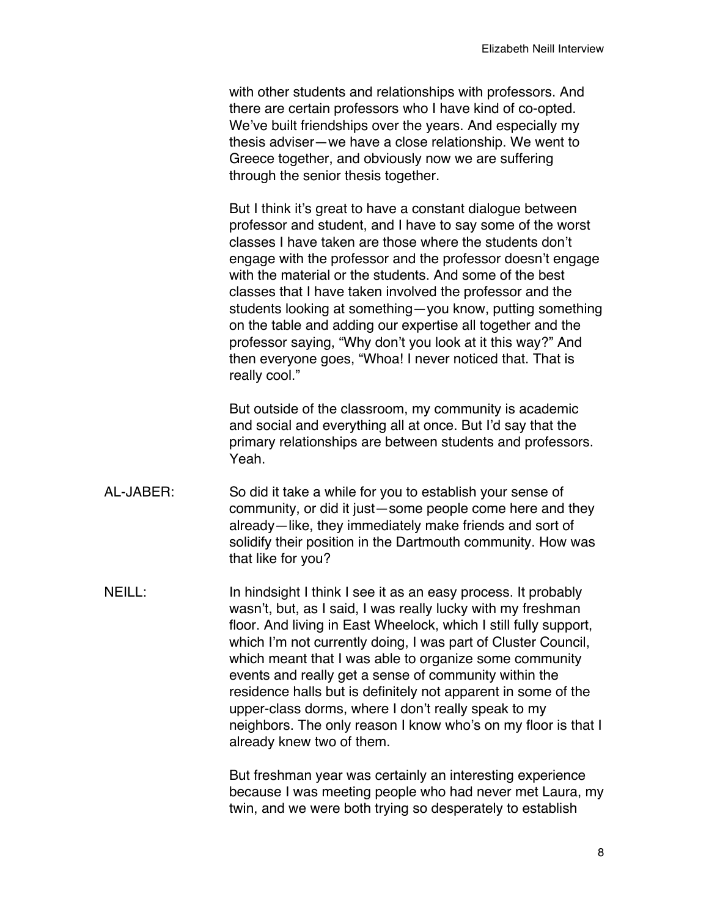with other students and relationships with professors. And there are certain professors who I have kind of co-opted. We've built friendships over the years. And especially my thesis adviser—we have a close relationship. We went to Greece together, and obviously now we are suffering through the senior thesis together.

But I think it's great to have a constant dialogue between professor and student, and I have to say some of the worst classes I have taken are those where the students don't engage with the professor and the professor doesn't engage with the material or the students. And some of the best classes that I have taken involved the professor and the students looking at something—you know, putting something on the table and adding our expertise all together and the professor saying, "Why don't you look at it this way?" And then everyone goes, "Whoa! I never noticed that. That is really cool."

But outside of the classroom, my community is academic and social and everything all at once. But I'd say that the primary relationships are between students and professors. Yeah.

AL-JABER: So did it take a while for you to establish your sense of community, or did it just—some people come here and they already—like, they immediately make friends and sort of solidify their position in the Dartmouth community. How was that like for you?

NEILL: In hindsight I think I see it as an easy process. It probably wasn't, but, as I said, I was really lucky with my freshman floor. And living in East Wheelock, which I still fully support, which I'm not currently doing, I was part of Cluster Council, which meant that I was able to organize some community events and really get a sense of community within the residence halls but is definitely not apparent in some of the upper-class dorms, where I don't really speak to my neighbors. The only reason I know who's on my floor is that I already knew two of them.

But freshman year was certainly an interesting experience because I was meeting people who had never met Laura, my twin, and we were both trying so desperately to establish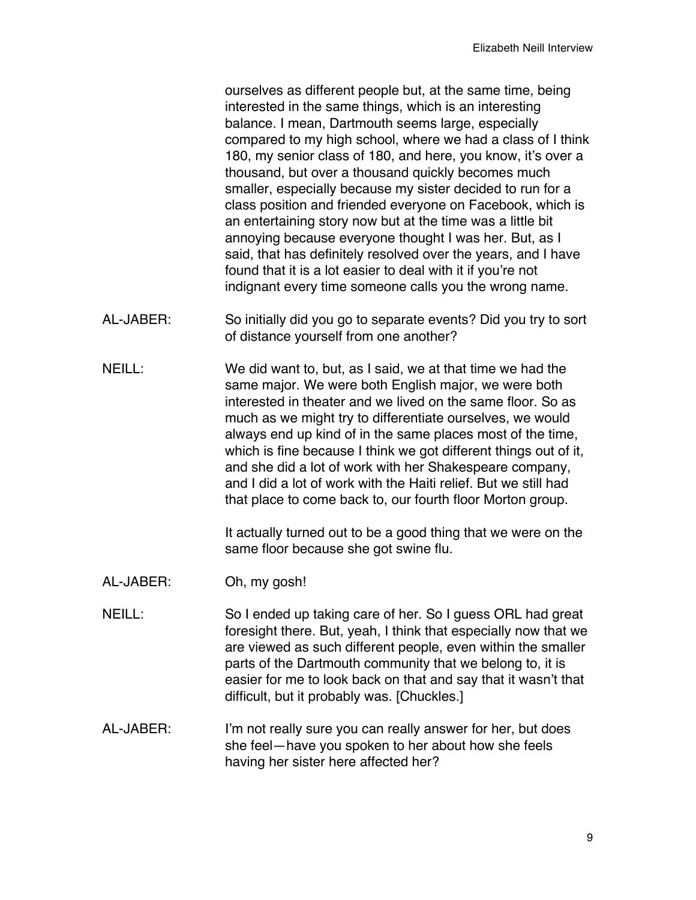ourselves as different people but, at the same time, being interested in the same things, which is an interesting balance. I mean, Dartmouth seems large, especially compared to my high school, where we had a class of I think 180, my senior class of 180, and here, you know, it's over a thousand, but over a thousand quickly becomes much smaller, especially because my sister decided to run for a class position and friended everyone on Facebook, which is an entertaining story now but at the time was a little bit annoying because everyone thought I was her. But, as I said, that has definitely resolved over the years, and I have found that it is a lot easier to deal with it if you're not indignant every time someone calls you the wrong name.

AL-JABER: So initially did you go to separate events? Did you try to sort of distance yourself from one another?

NEILL: We did want to, but, as I said, we at that time we had the same major. We were both English major, we were both interested in theater and we lived on the same floor. So as much as we might try to differentiate ourselves, we would always end up kind of in the same places most of the time, which is fine because I think we got different things out of it, and she did a lot of work with her Shakespeare company, and I did a lot of work with the Haiti relief. But we still had that place to come back to, our fourth floor Morton group.

It actually turned out to be a good thing that we were on the same floor because she got swine flu.

AL-JABER: Oh, my gosh!

NEILL: So I ended up taking care of her. So I guess ORL had great foresight there. But, yeah, I think that especially now that we are viewed as such different people, even within the smaller parts of the Dartmouth community that we belong to, it is easier for me to look back on that and say that it wasn't that difficult, but it probably was. [Chuckles.]

AL-JABER: I'm not really sure you can really answer for her, but does she feel—have you spoken to her about how she feels having her sister here affected her?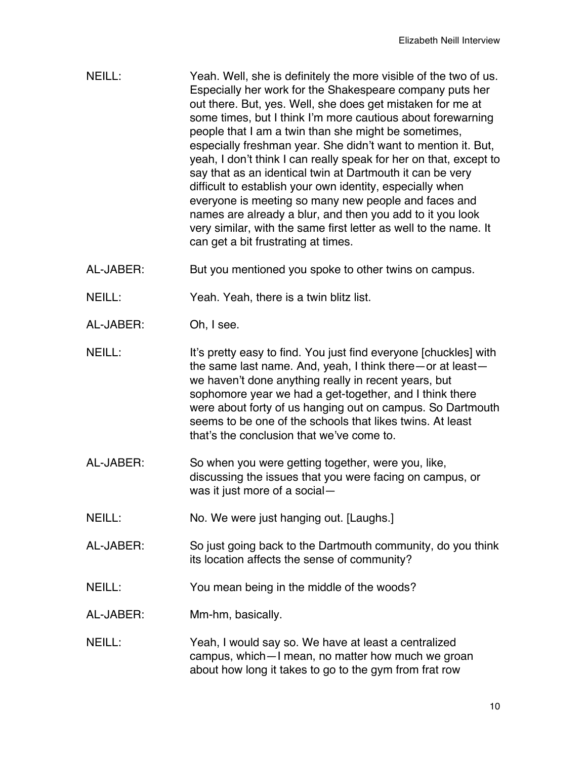NEILL: Yeah. Well, she is definitely the more visible of the two of us. Especially her work for the Shakespeare company puts her out there. But, yes. Well, she does get mistaken for me at some times, but I think I'm more cautious about forewarning people that I am a twin than she might be sometimes, especially freshman year. She didn't want to mention it. But, yeah, I don't think I can really speak for her on that, except to say that as an identical twin at Dartmouth it can be very difficult to establish your own identity, especially when everyone is meeting so many new people and faces and names are already a blur, and then you add to it you look very similar, with the same first letter as well to the name. It can get a bit frustrating at times.

AL-JABER: But you mentioned you spoke to other twins on campus.

NEILL: Yeah. Yeah, there is a twin blitz list.

AL-JABER: Oh, I see.

NEILL: It's pretty easy to find. You just find everyone [chuckles] with the same last name. And, yeah, I think there—or at least—we haven't done anything really in recent years, but sophomore year we had a get-together, and I think there were about forty of us hanging out on campus. So Dartmouth seems to be one of the schools that likes twins. At least that's the conclusion that we've come to.

AL-JABER: So when you were getting together, were you, like, discussing the issues that you were facing on campus, or was it just more of a social—

NEILL: No. We were just hanging out. [Laughs.]

AL-JABER: So just going back to the Dartmouth community, do you think its location affects the sense of community?

NEILL: You mean being in the middle of the woods?

AL-JABER: Mm-hm, basically.

NEILL: Yeah, I would say so. We have at least a centralized campus, which—I mean, no matter how much we groan about how long it takes to go to the gym from frat row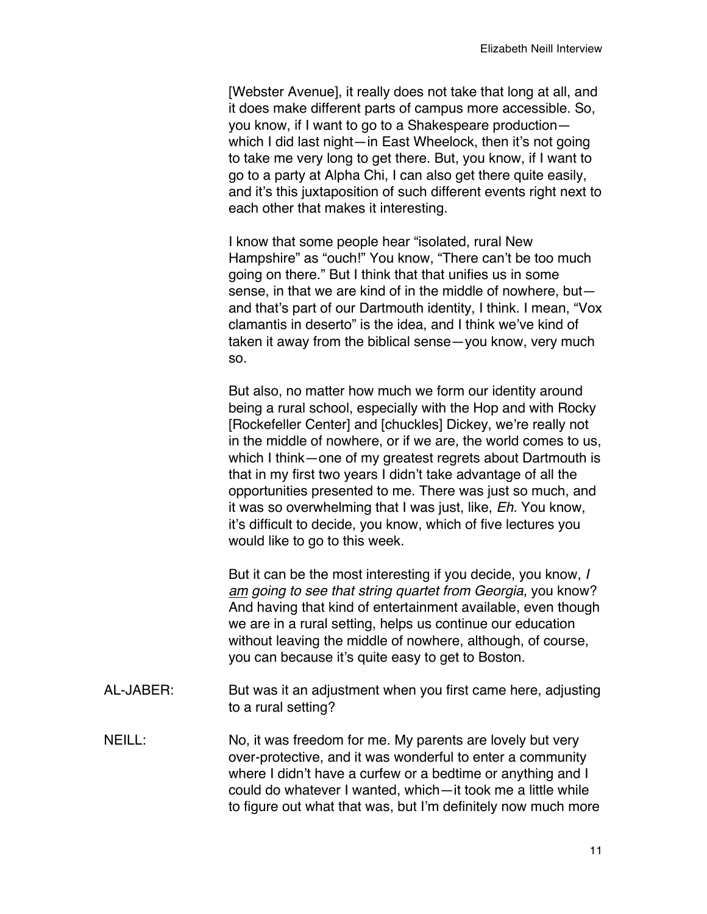[Webster Avenue], it really does not take that long at all, and it does make different parts of campus more accessible. So, you know, if I want to go to a Shakespeare production—which I did last night—in East Wheelock, then it's not going to take me very long to get there. But, you know, if I want to go to a party at Alpha Chi, I can also get there quite easily, and it's this juxtaposition of such different events right next to each other that makes it interesting.

I know that some people hear "isolated, rural New Hampshire" as "ouch!" You know, "There can't be too much going on there." But I think that that unifies us in some sense, in that we are kind of in the middle of nowhere, but—and that's part of our Dartmouth identity, I think. I mean, "Vox clamantis in deserto" is the idea, and I think we've kind of taken it away from the biblical sense—you know, very much so.

But also, no matter how much we form our identity around being a rural school, especially with the Hop and with Rocky [Rockefeller Center] and [chuckles] Dickey, we're really not in the middle of nowhere, or if we are, the world comes to us, which I think—one of my greatest regrets about Dartmouth is that in my first two years I didn't take advantage of all the opportunities presented to me. There was just so much, and it was so overwhelming that I was just, like, *Eh.* You know, it's difficult to decide, you know, which of five lectures you would like to go to this week.

But it can be the most interesting if you decide, you know, *I <u>am</u> going to see that string quartet from Georgia*, you know? And having that kind of entertainment available, even though we are in a rural setting, helps us continue our education without leaving the middle of nowhere, although, of course, you can because it's quite easy to get to Boston.

AL-JABER: But was it an adjustment when you first came here, adjusting to a rural setting?

NEILL: No, it was freedom for me. My parents are lovely but very over-protective, and it was wonderful to enter a community where I didn't have a curfew or a bedtime or anything and I could do whatever I wanted, which—it took me a little while to figure out what that was, but I'm definitely now much more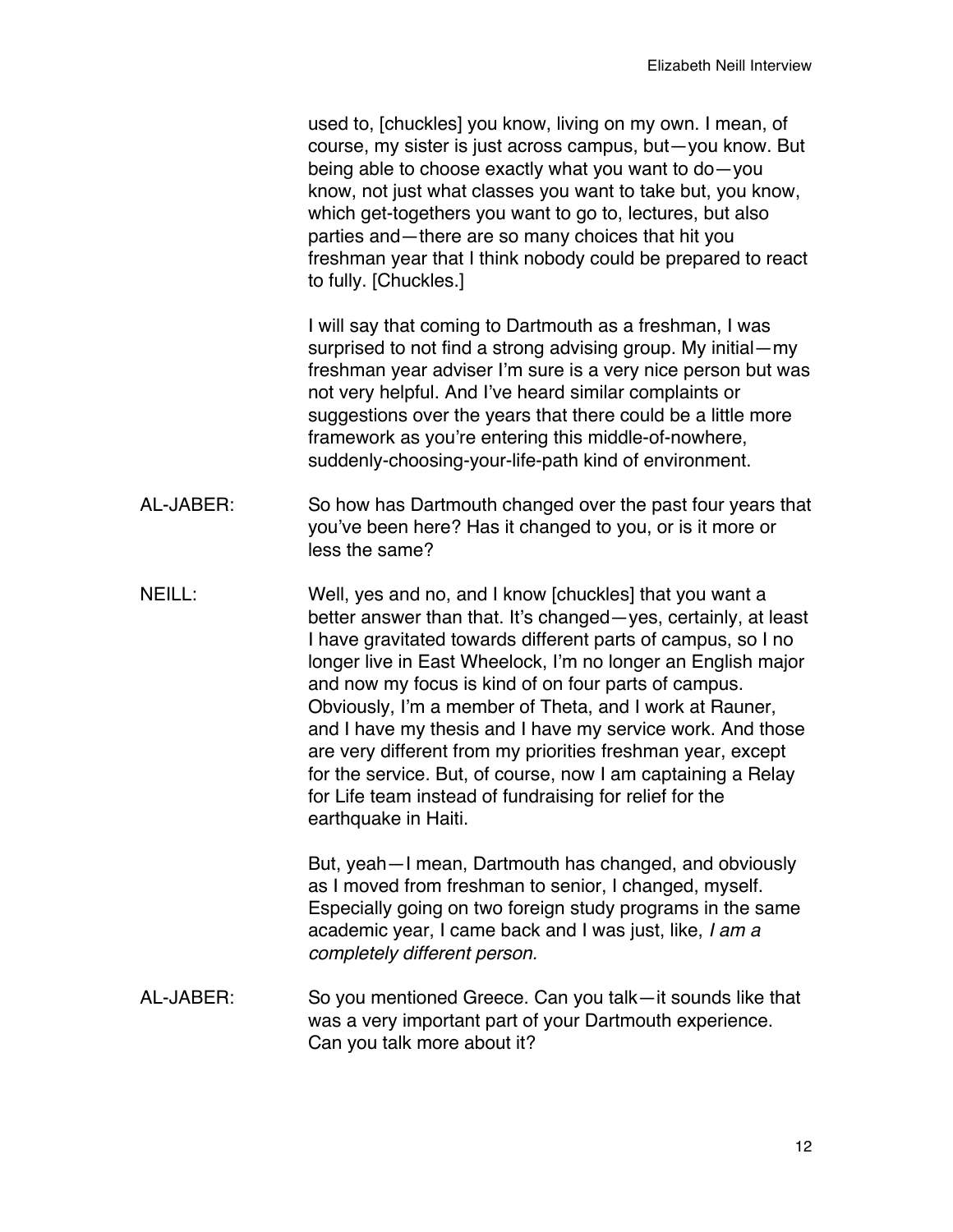used to, [chuckles] you know, living on my own. I mean, of course, my sister is just across campus, but—you know. But being able to choose exactly what you want to do—you know, not just what classes you want to take but, you know, which get-togethers you want to go to, lectures, but also parties and—there are so many choices that hit you freshman year that I think nobody could be prepared to react to fully. [Chuckles.]

I will say that coming to Dartmouth as a freshman, I was surprised to not find a strong advising group. My initial—my freshman year adviser I'm sure is a very nice person but was not very helpful. And I've heard similar complaints or suggestions over the years that there could be a little more framework as you're entering this middle-of-nowhere, suddenly-choosing-your-life-path kind of environment.

AL-JABER: So how has Dartmouth changed over the past four years that you've been here? Has it changed to you, or is it more or less the same?

NEILL: Well, yes and no, and I know [chuckles] that you want a better answer than that. It's changed—yes, certainly, at least I have gravitated towards different parts of campus, so I no longer live in East Wheelock, I'm no longer an English major and now my focus is kind of on four parts of campus. Obviously, I'm a member of Theta, and I work at Rauner, and I have my thesis and I have my service work. And those are very different from my priorities freshman year, except for the service. But, of course, now I am captaining a Relay for Life team instead of fundraising for relief for the earthquake in Haiti.

But, yeah—I mean, Dartmouth has changed, and obviously as I moved from freshman to senior, I changed, myself. Especially going on two foreign study programs in the same academic year, I came back and I was just, like, *I am a completely different person.*

AL-JABER: So you mentioned Greece. Can you talk—it sounds like that was a very important part of your Dartmouth experience. Can you talk more about it?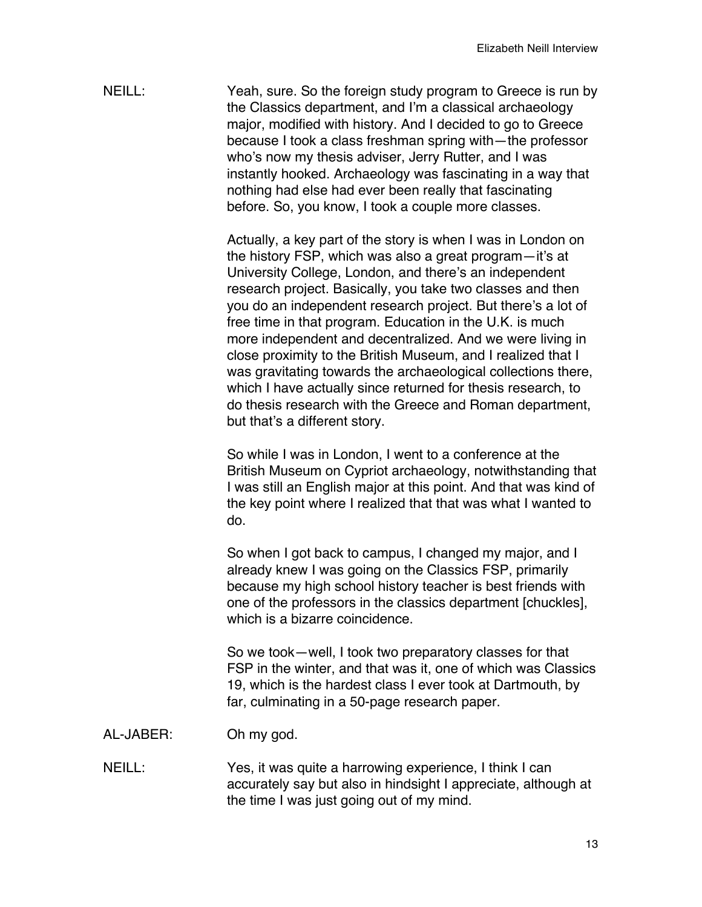NEILL: Yeah, sure. So the foreign study program to Greece is run by the Classics department, and I'm a classical archaeology major, modified with history. And I decided to go to Greece because I took a class freshman spring with—the professor who's now my thesis adviser, Jerry Rutter, and I was instantly hooked. Archaeology was fascinating in a way that nothing had else had ever been really that fascinating before. So, you know, I took a couple more classes.

Actually, a key part of the story is when I was in London on the history FSP, which was also a great program—it's at University College, London, and there's an independent research project. Basically, you take two classes and then you do an independent research project. But there's a lot of free time in that program. Education in the U.K. is much more independent and decentralized. And we were living in close proximity to the British Museum, and I realized that I was gravitating towards the archaeological collections there, which I have actually since returned for thesis research, to do thesis research with the Greece and Roman department, but that's a different story.

So while I was in London, I went to a conference at the British Museum on Cypriot archaeology, notwithstanding that I was still an English major at this point. And that was kind of the key point where I realized that that was what I wanted to do.

So when I got back to campus, I changed my major, and I already knew I was going on the Classics FSP, primarily because my high school history teacher is best friends with one of the professors in the classics department [chuckles], which is a bizarre coincidence.

So we took—well, I took two preparatory classes for that FSP in the winter, and that was it, one of which was Classics 19, which is the hardest class I ever took at Dartmouth, by far, culminating in a 50-page research paper.

AL-JABER: Oh my god.

NEILL: Yes, it was quite a harrowing experience, I think I can accurately say but also in hindsight I appreciate, although at the time I was just going out of my mind.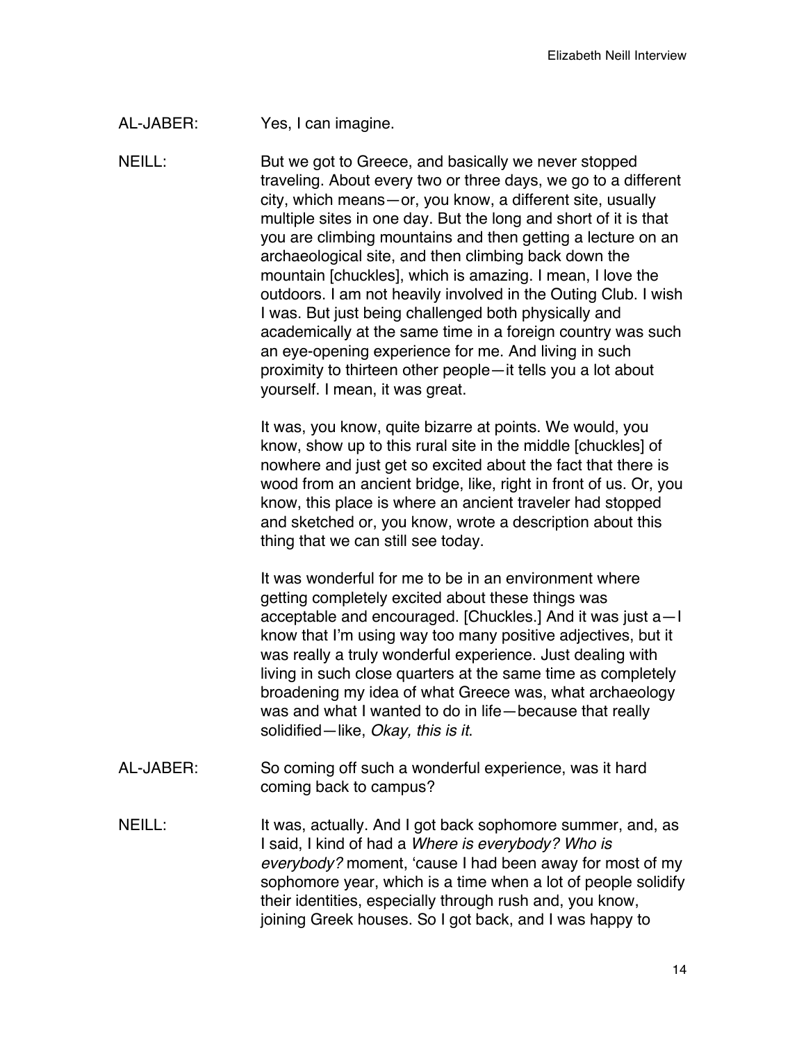AL-JABER: Yes, I can imagine.

NEILL: But we got to Greece, and basically we never stopped traveling. About every two or three days, we go to a different city, which means—or, you know, a different site, usually multiple sites in one day. But the long and short of it is that you are climbing mountains and then getting a lecture on an archaeological site, and then climbing back down the mountain [chuckles], which is amazing. I mean, I love the outdoors. I am not heavily involved in the Outing Club. I wish I was. But just being challenged both physically and academically at the same time in a foreign country was such an eye-opening experience for me. And living in such proximity to thirteen other people—it tells you a lot about yourself. I mean, it was great.

It was, you know, quite bizarre at points. We would, you know, show up to this rural site in the middle [chuckles] of nowhere and just get so excited about the fact that there is wood from an ancient bridge, like, right in front of us. Or, you know, this place is where an ancient traveler had stopped and sketched or, you know, wrote a description about this thing that we can still see today.

It was wonderful for me to be in an environment where getting completely excited about these things was acceptable and encouraged. [Chuckles.] And it was just a—I know that I'm using way too many positive adjectives, but it was really a truly wonderful experience. Just dealing with living in such close quarters at the same time as completely broadening my idea of what Greece was, what archaeology was and what I wanted to do in life—because that really solidified—like, *Okay, this is it*.

AL-JABER: So coming off such a wonderful experience, was it hard coming back to campus?

NEILL: It was, actually. And I got back sophomore summer, and, as I said, I kind of had a *Where is everybody? Who is everybody?* moment, 'cause I had been away for most of my sophomore year, which is a time when a lot of people solidify their identities, especially through rush and, you know, joining Greek houses. So I got back, and I was happy to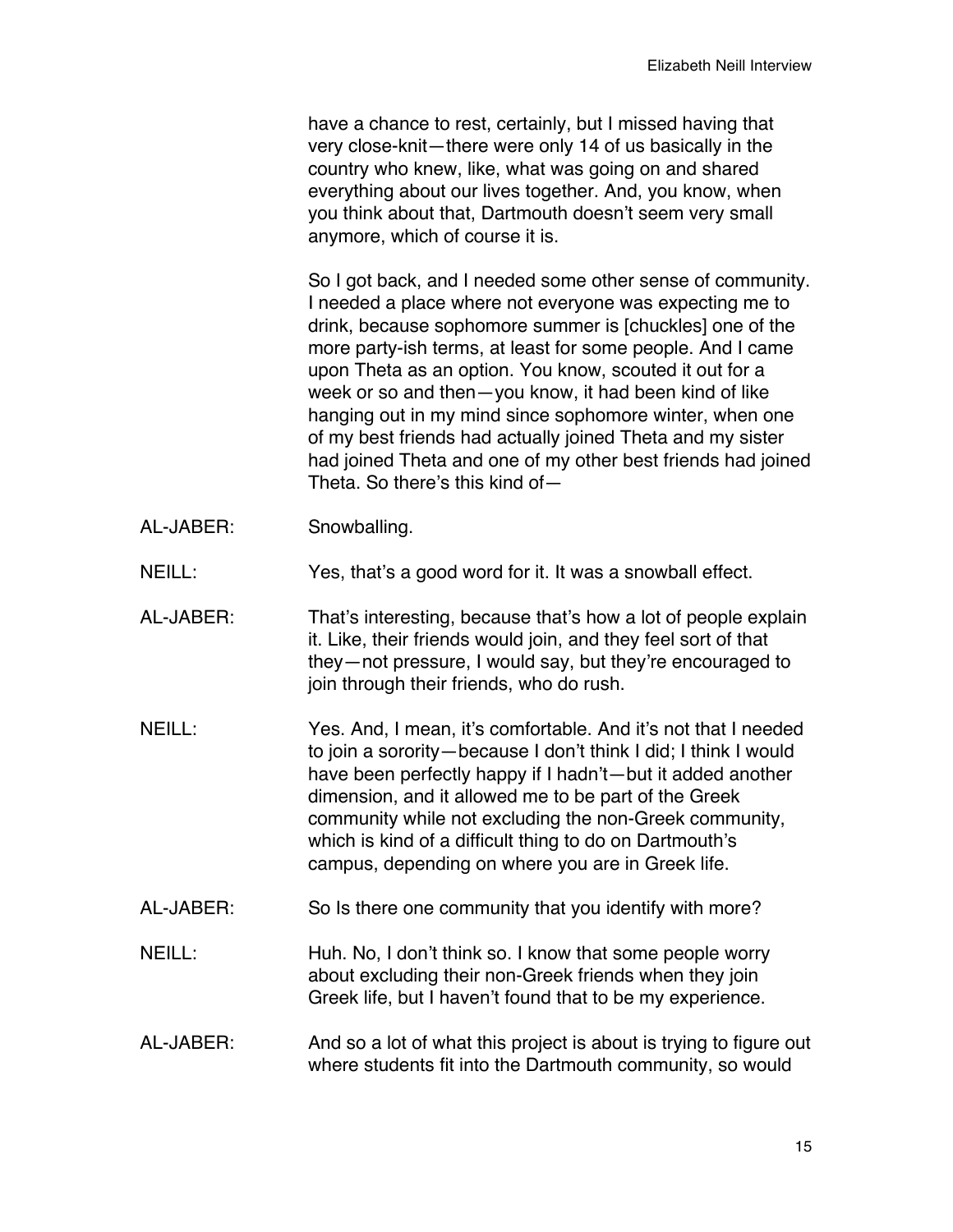have a chance to rest, certainly, but I missed having that very close-knit—there were only 14 of us basically in the country who knew, like, what was going on and shared everything about our lives together. And, you know, when you think about that, Dartmouth doesn't seem very small anymore, which of course it is.

So I got back, and I needed some other sense of community. I needed a place where not everyone was expecting me to drink, because sophomore summer is [chuckles] one of the more party-ish terms, at least for some people. And I came upon Theta as an option. You know, scouted it out for a week or so and then—you know, it had been kind of like hanging out in my mind since sophomore winter, when one of my best friends had actually joined Theta and my sister had joined Theta and one of my other best friends had joined Theta. So there's this kind of—

AL-JABER: Snowballing.

NEILL: Yes, that's a good word for it. It was a snowball effect.

AL-JABER: That's interesting, because that's how a lot of people explain it. Like, their friends would join, and they feel sort of that they—not pressure, I would say, but they're encouraged to join through their friends, who do rush.

NEILL: Yes. And, I mean, it's comfortable. And it's not that I needed to join a sorority—because I don't think I did; I think I would have been perfectly happy if I hadn't—but it added another dimension, and it allowed me to be part of the Greek community while not excluding the non-Greek community, which is kind of a difficult thing to do on Dartmouth's campus, depending on where you are in Greek life.

AL-JABER: So Is there one community that you identify with more?

NEILL: Huh. No, I don't think so. I know that some people worry about excluding their non-Greek friends when they join Greek life, but I haven't found that to be my experience.

AL-JABER: And so a lot of what this project is about is trying to figure out where students fit into the Dartmouth community, so would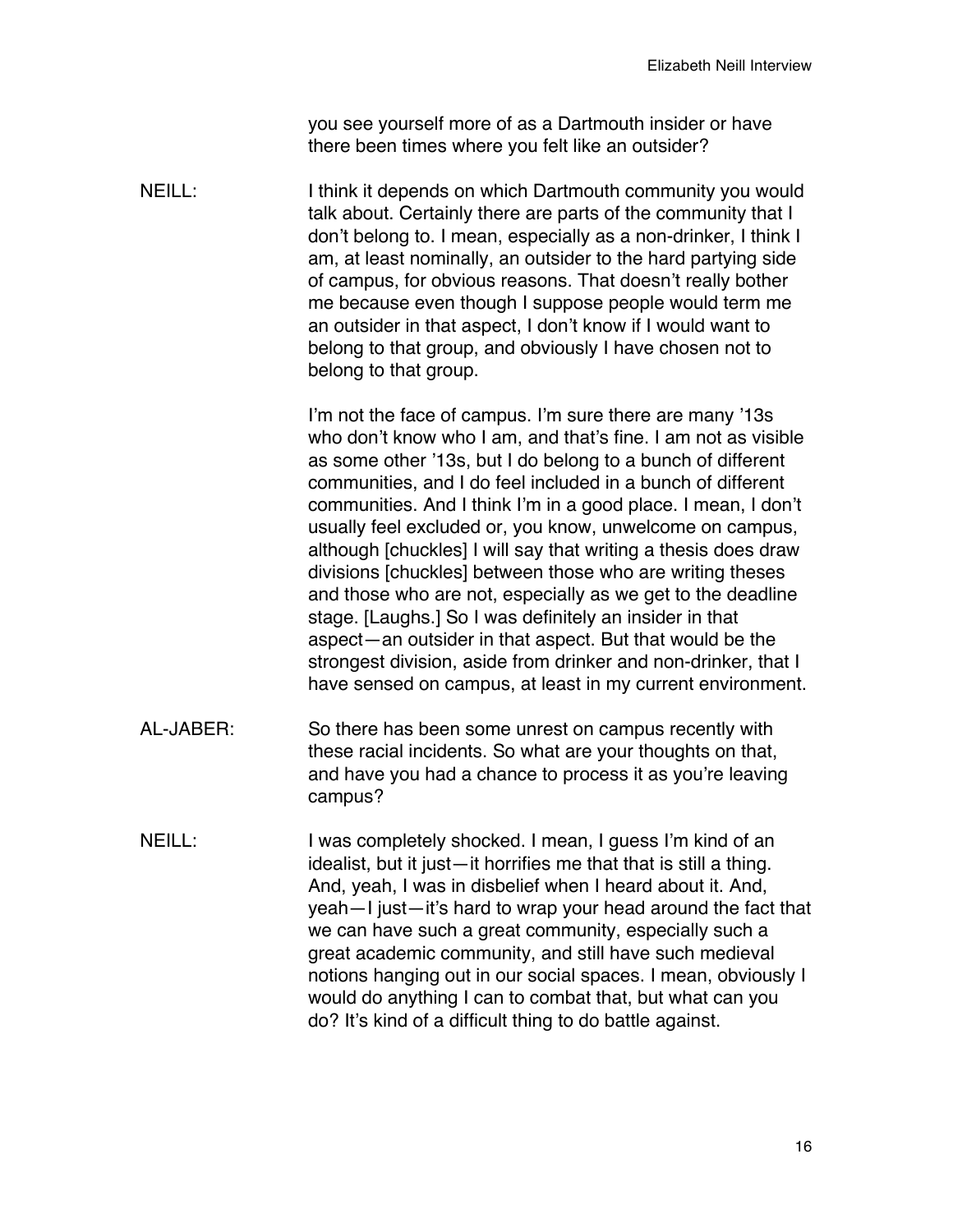you see yourself more of as a Dartmouth insider or have there been times where you felt like an outsider?

NEILL: I think it depends on which Dartmouth community you would talk about. Certainly there are parts of the community that I don't belong to. I mean, especially as a non-drinker, I think I am, at least nominally, an outsider to the hard partying side of campus, for obvious reasons. That doesn't really bother me because even though I suppose people would term me an outsider in that aspect, I don't know if I would want to belong to that group, and obviously I have chosen not to belong to that group.

I'm not the face of campus. I'm sure there are many '13s who don't know who I am, and that's fine. I am not as visible as some other '13s, but I do belong to a bunch of different communities, and I do feel included in a bunch of different communities. And I think I'm in a good place. I mean, I don't usually feel excluded or, you know, unwelcome on campus, although [chuckles] I will say that writing a thesis does draw divisions [chuckles] between those who are writing theses and those who are not, especially as we get to the deadline stage. [Laughs.] So I was definitely an insider in that aspect—an outsider in that aspect. But that would be the strongest division, aside from drinker and non-drinker, that I have sensed on campus, at least in my current environment.

AL-JABER: So there has been some unrest on campus recently with these racial incidents. So what are your thoughts on that, and have you had a chance to process it as you're leaving campus?

NEILL: I was completely shocked. I mean, I guess I'm kind of an idealist, but it just—it horrifies me that that is still a thing. And, yeah, I was in disbelief when I heard about it. And, yeah—I just—it's hard to wrap your head around the fact that we can have such a great community, especially such a great academic community, and still have such medieval notions hanging out in our social spaces. I mean, obviously I would do anything I can to combat that, but what can you do? It's kind of a difficult thing to do battle against.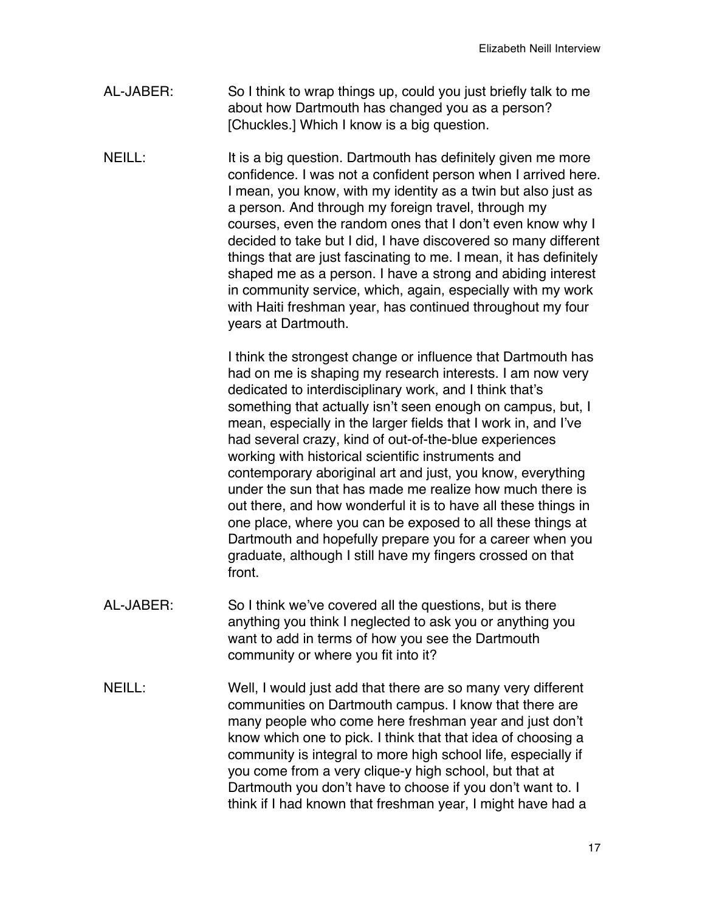AL-JABER: So I think to wrap things up, could you just briefly talk to me about how Dartmouth has changed you as a person? [Chuckles.] Which I know is a big question.

NEILL: It is a big question. Dartmouth has definitely given me more confidence. I was not a confident person when I arrived here. I mean, you know, with my identity as a twin but also just as a person. And through my foreign travel, through my courses, even the random ones that I don't even know why I decided to take but I did, I have discovered so many different things that are just fascinating to me. I mean, it has definitely shaped me as a person. I have a strong and abiding interest in community service, which, again, especially with my work with Haiti freshman year, has continued throughout my four years at Dartmouth.

I think the strongest change or influence that Dartmouth has had on me is shaping my research interests. I am now very dedicated to interdisciplinary work, and I think that's something that actually isn't seen enough on campus, but, I mean, especially in the larger fields that I work in, and I've had several crazy, kind of out-of-the-blue experiences working with historical scientific instruments and contemporary aboriginal art and just, you know, everything under the sun that has made me realize how much there is out there, and how wonderful it is to have all these things in one place, where you can be exposed to all these things at Dartmouth and hopefully prepare you for a career when you graduate, although I still have my fingers crossed on that front.

AL-JABER: So I think we've covered all the questions, but is there anything you think I neglected to ask you or anything you want to add in terms of how you see the Dartmouth community or where you fit into it?

NEILL: Well, I would just add that there are so many very different communities on Dartmouth campus. I know that there are many people who come here freshman year and just don't know which one to pick. I think that that idea of choosing a community is integral to more high school life, especially if you come from a very clique-y high school, but that at Dartmouth you don't have to choose if you don't want to. I think if I had known that freshman year, I might have had a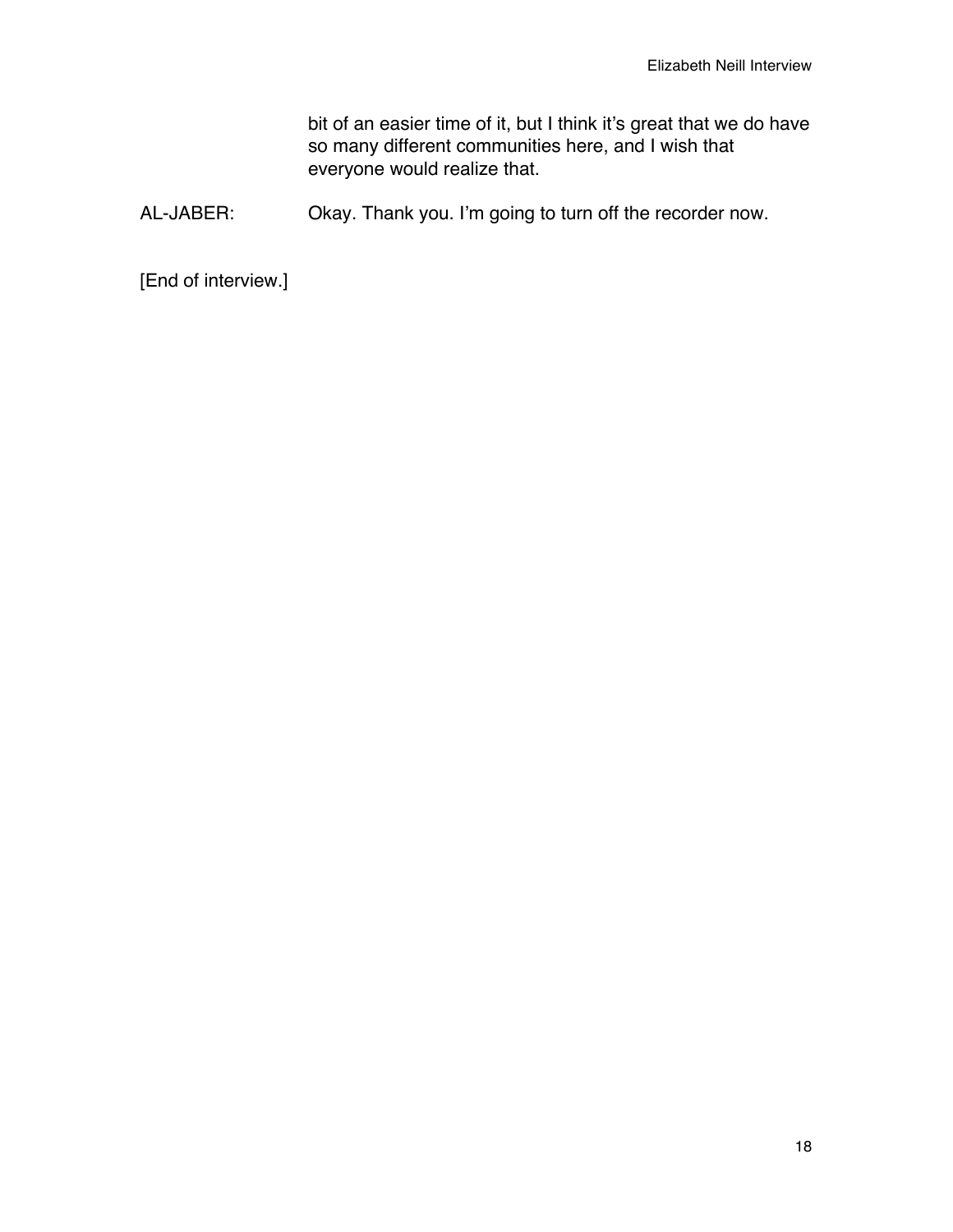bit of an easier time of it, but I think it's great that we do have so many different communities here, and I wish that everyone would realize that.

AL-JABER: Okay. Thank you. I'm going to turn off the recorder now.

[End of interview.]